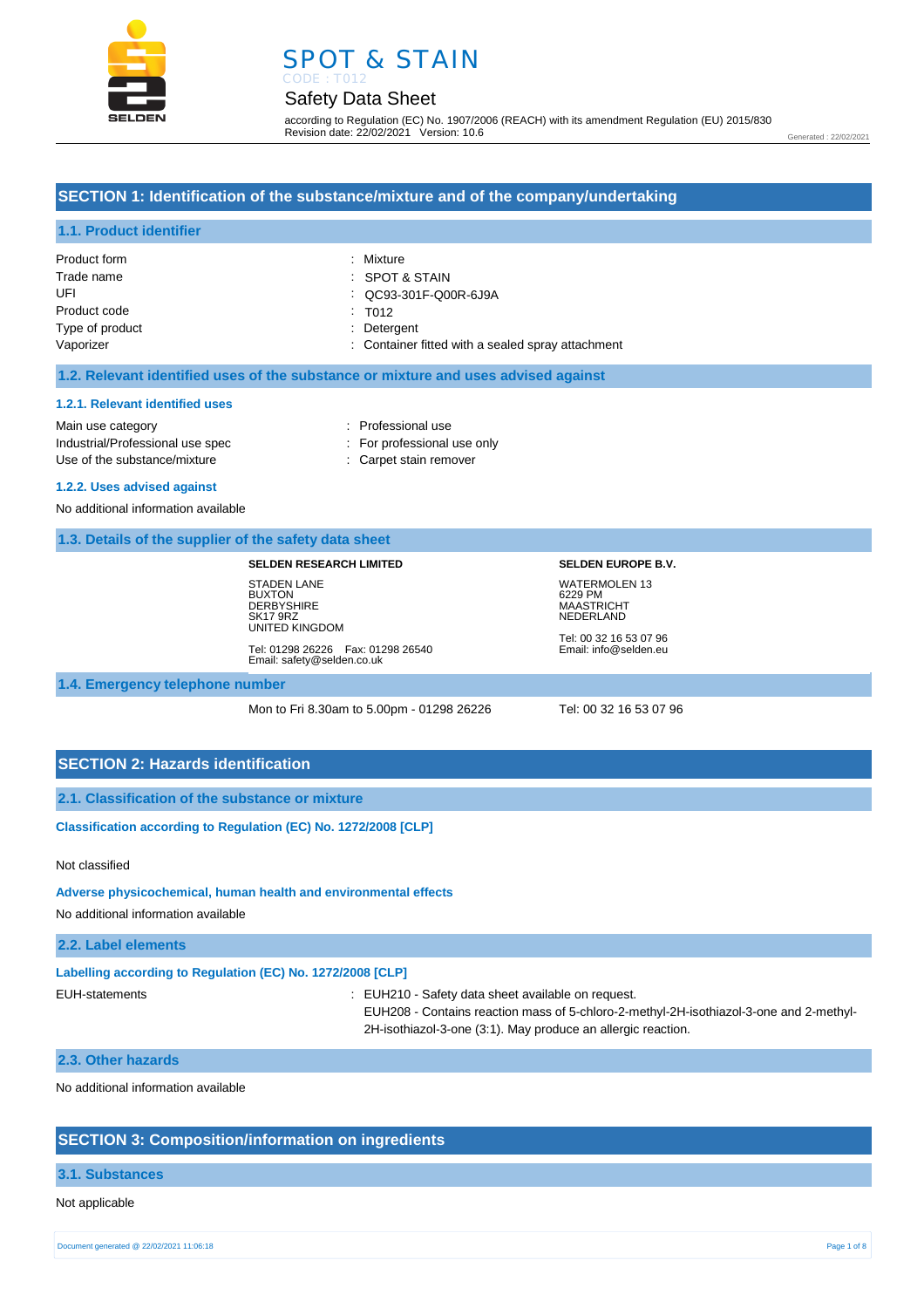# SPOT & STAIN

CODE : T012

## Safety Data Sheet

according to Regulation (EC) No. 1907/2006 (REACH) with its amendment Regulation (EU) 2015/830
Revision date: 22/02/2021 Version: 10.6

Generated : 22/02/2021

## SECTION 1: Identification of the substance/mixture and of the company/undertaking

### 1.1. Product identifier

| | |
|---|---|
| Product form | : Mixture |
| Trade name | : SPOT & STAIN |
| UFI | : QC93-301F-Q00R-6J9A |
| Product code | : T012 |
| Type of product | : Detergent |
| Vaporizer | : Container fitted with a sealed spray attachment |

### 1.2. Relevant identified uses of the substance or mixture and uses advised against

#### 1.2.1. Relevant identified uses

| | |
|---|---|
| Main use category | : Professional use |
| Industrial/Professional use spec | : For professional use only |
| Use of the substance/mixture | : Carpet stain remover |

#### 1.2.2. Uses advised against

No additional information available

### 1.3. Details of the supplier of the safety data sheet

**SELDEN RESEARCH LIMITED**

STADEN LANE
BUXTON
DERBYSHIRE
SK17 9RZ
UNITED KINGDOM

Tel: 01298 26226 Fax: 01298 26540
Email: safety@selden.co.uk

**SELDEN EUROPE B.V.**

WATERMOLEN 13
6229 PM
MAASTRICHT
NEDERLAND

Tel: 00 32 16 53 07 96
Email: info@selden.eu

### 1.4. Emergency telephone number

Mon to Fri 8.30am to 5.00pm - 01298 26226

Tel: 00 32 16 53 07 96

## SECTION 2: Hazards identification

### 2.1. Classification of the substance or mixture

**Classification according to Regulation (EC) No. 1272/2008 [CLP]**

Not classified

**Adverse physicochemical, human health and environmental effects**

No additional information available

### 2.2. Label elements

**Labelling according to Regulation (EC) No. 1272/2008 [CLP]**

EUH-statements : EUH210 - Safety data sheet available on request.
EUH208 - Contains reaction mass of 5-chloro-2-methyl-2H-isothiazol-3-one and 2-methyl-2H-isothiazol-3-one (3:1). May produce an allergic reaction.

### 2.3. Other hazards

No additional information available

## SECTION 3: Composition/information on ingredients

### 3.1. Substances

Not applicable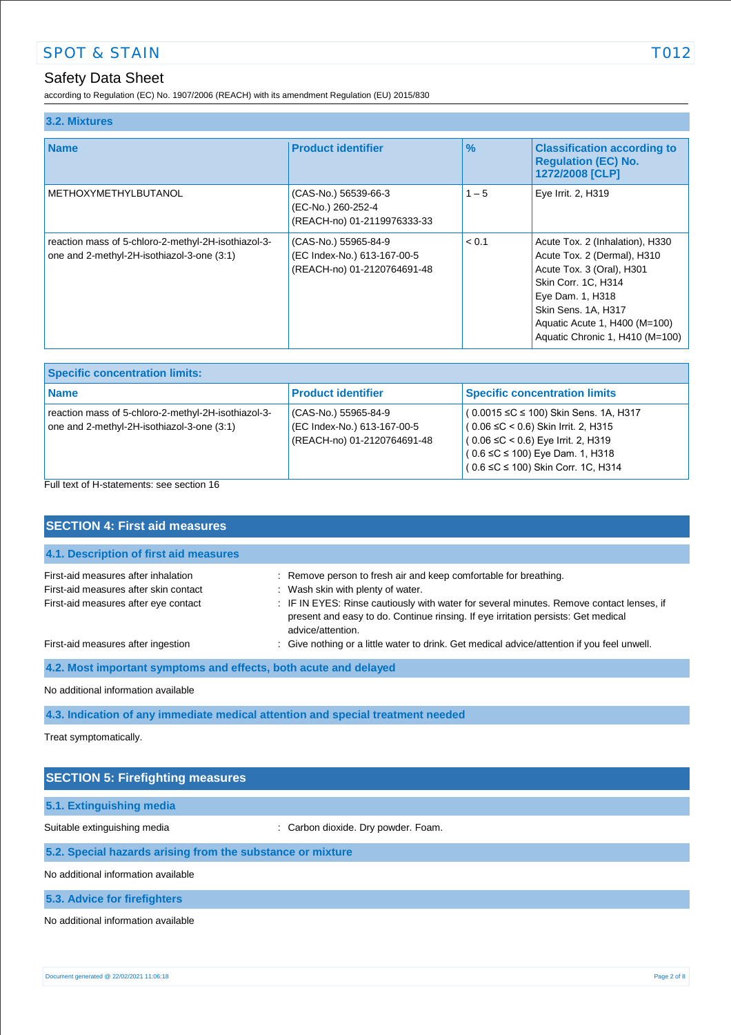### 3.2. Mixtures

| Name | Product identifier | % | Classification according to Regulation (EC) No. 1272/2008 [CLP] |
|---|---|---|---|
| METHOXYMETHYLBUTANOL | (CAS-No.) 56539-66-3<br>(EC-No.) 260-252-4<br>(REACH-no) 01-2119976333-33 | 1 – 5 | Eye Irrit. 2, H319 |
| reaction mass of 5-chloro-2-methyl-2H-isothiazol-3-one and 2-methyl-2H-isothiazol-3-one (3:1) | (CAS-No.) 55965-84-9<br>(EC Index-No.) 613-167-00-5<br>(REACH-no) 01-2120764691-48 | < 0.1 | Acute Tox. 2 (Inhalation), H330<br>Acute Tox. 2 (Dermal), H310<br>Acute Tox. 3 (Oral), H301<br>Skin Corr. 1C, H314<br>Eye Dam. 1, H318<br>Skin Sens. 1A, H317<br>Aquatic Acute 1, H400 (M=100)<br>Aquatic Chronic 1, H410 (M=100) |

**Specific concentration limits:**

| Name | Product identifier | Specific concentration limits |
|---|---|---|
| reaction mass of 5-chloro-2-methyl-2H-isothiazol-3-one and 2-methyl-2H-isothiazol-3-one (3:1) | (CAS-No.) 55965-84-9<br>(EC Index-No.) 613-167-00-5<br>(REACH-no) 01-2120764691-48 | ( 0.0015 ≤C ≤ 100) Skin Sens. 1A, H317<br>( 0.06 ≤C < 0.6) Skin Irrit. 2, H315<br>( 0.06 ≤C < 0.6) Eye Irrit. 2, H319<br>( 0.6 ≤C ≤ 100) Eye Dam. 1, H318<br>( 0.6 ≤C ≤ 100) Skin Corr. 1C, H314 |

Full text of H-statements: see section 16

## SECTION 4: First aid measures

### 4.1. Description of first aid measures

First-aid measures after inhalation : Remove person to fresh air and keep comfortable for breathing.

First-aid measures after skin contact : Wash skin with plenty of water.

First-aid measures after eye contact : IF IN EYES: Rinse cautiously with water for several minutes. Remove contact lenses, if present and easy to do. Continue rinsing. If eye irritation persists: Get medical advice/attention.

First-aid measures after ingestion : Give nothing or a little water to drink. Get medical advice/attention if you feel unwell.

### 4.2. Most important symptoms and effects, both acute and delayed

No additional information available

### 4.3. Indication of any immediate medical attention and special treatment needed

Treat symptomatically.

## SECTION 5: Firefighting measures

### 5.1. Extinguishing media

Suitable extinguishing media : Carbon dioxide. Dry powder. Foam.

### 5.2. Special hazards arising from the substance or mixture

No additional information available

### 5.3. Advice for firefighters

No additional information available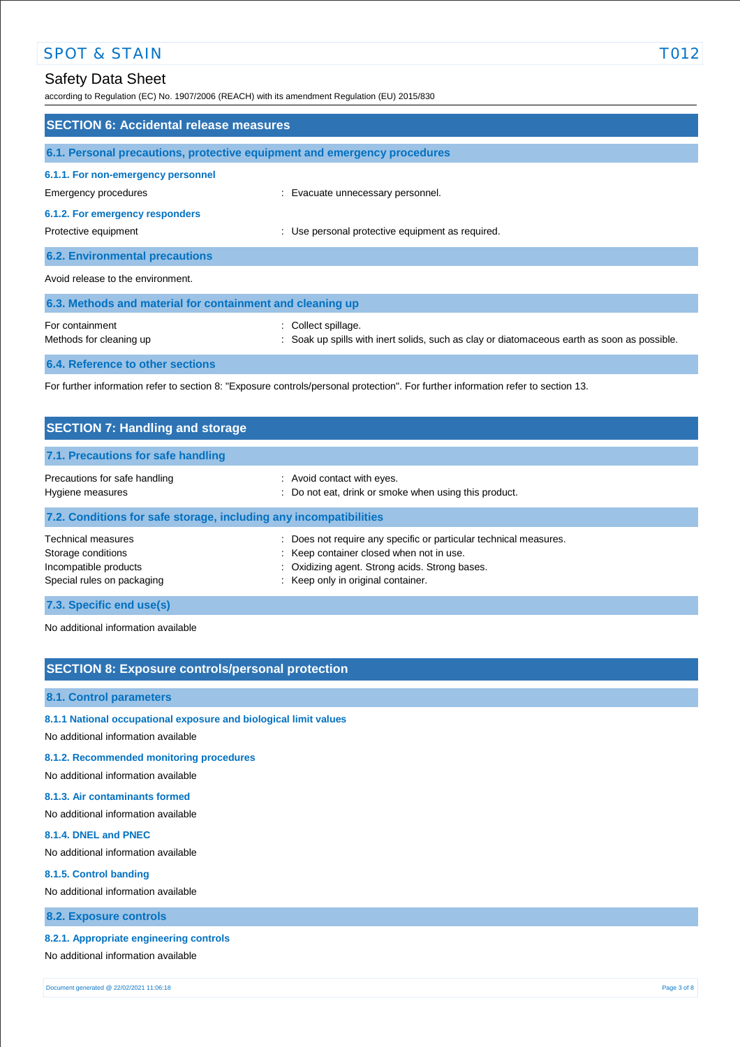## SECTION 6: Accidental release measures

### 6.1. Personal precautions, protective equipment and emergency procedures

#### 6.1.1. For non-emergency personnel

Emergency procedures : Evacuate unnecessary personnel.

#### 6.1.2. For emergency responders

Protective equipment : Use personal protective equipment as required.

### 6.2. Environmental precautions

Avoid release to the environment.

### 6.3. Methods and material for containment and cleaning up

For containment : Collect spillage.

Methods for cleaning up : Soak up spills with inert solids, such as clay or diatomaceous earth as soon as possible.

### 6.4. Reference to other sections

For further information refer to section 8: "Exposure controls/personal protection". For further information refer to section 13.

## SECTION 7: Handling and storage

### 7.1. Precautions for safe handling

Precautions for safe handling : Avoid contact with eyes.

Hygiene measures : Do not eat, drink or smoke when using this product.

### 7.2. Conditions for safe storage, including any incompatibilities

Technical measures : Does not require any specific or particular technical measures.

Storage conditions : Keep container closed when not in use.

Incompatible products : Oxidizing agent. Strong acids. Strong bases.

Special rules on packaging : Keep only in original container.

### 7.3. Specific end use(s)

No additional information available

## SECTION 8: Exposure controls/personal protection

### 8.1. Control parameters

#### 8.1.1 National occupational exposure and biological limit values

No additional information available

#### 8.1.2. Recommended monitoring procedures

No additional information available

#### 8.1.3. Air contaminants formed

No additional information available

#### 8.1.4. DNEL and PNEC

No additional information available

#### 8.1.5. Control banding

No additional information available

### 8.2. Exposure controls

#### 8.2.1. Appropriate engineering controls

No additional information available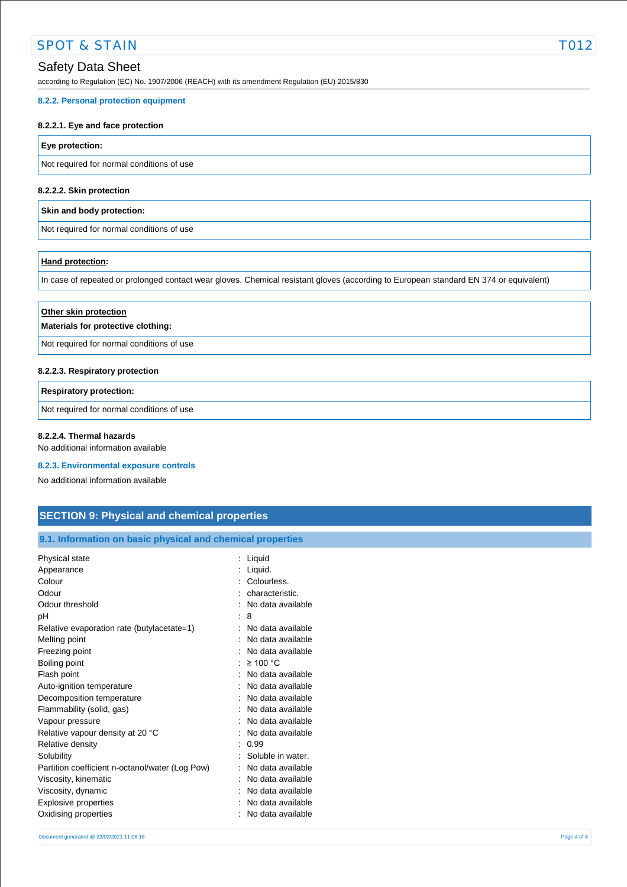#### 8.2.2. Personal protection equipment

##### 8.2.2.1. Eye and face protection

| Eye protection: |
| --- |
| Not required for normal conditions of use |

##### 8.2.2.2. Skin protection

| Skin and body protection: |
| --- |
| Not required for normal conditions of use |

| Hand protection: |
| --- |
| In case of repeated or prolonged contact wear gloves. Chemical resistant gloves (according to European standard EN 374 or equivalent) |

| Other skin protection<br>Materials for protective clothing: |
| --- |
| Not required for normal conditions of use |

##### 8.2.2.3. Respiratory protection

| Respiratory protection: |
| --- |
| Not required for normal conditions of use |

##### 8.2.2.4. Thermal hazards

No additional information available

#### 8.2.3. Environmental exposure controls

No additional information available

## SECTION 9: Physical and chemical properties

### 9.1. Information on basic physical and chemical properties

| | |
| --- | --- |
| Physical state | : Liquid |
| Appearance | : Liquid. |
| Colour | : Colourless. |
| Odour | : characteristic. |
| Odour threshold | : No data available |
| pH | : 8 |
| Relative evaporation rate (butylacetate=1) | : No data available |
| Melting point | : No data available |
| Freezing point | : No data available |
| Boiling point | : ≥ 100 °C |
| Flash point | : No data available |
| Auto-ignition temperature | : No data available |
| Decomposition temperature | : No data available |
| Flammability (solid, gas) | : No data available |
| Vapour pressure | : No data available |
| Relative vapour density at 20 °C | : No data available |
| Relative density | : 0.99 |
| Solubility | : Soluble in water. |
| Partition coefficient n-octanol/water (Log Pow) | : No data available |
| Viscosity, kinematic | : No data available |
| Viscosity, dynamic | : No data available |
| Explosive properties | : No data available |
| Oxidising properties | : No data available |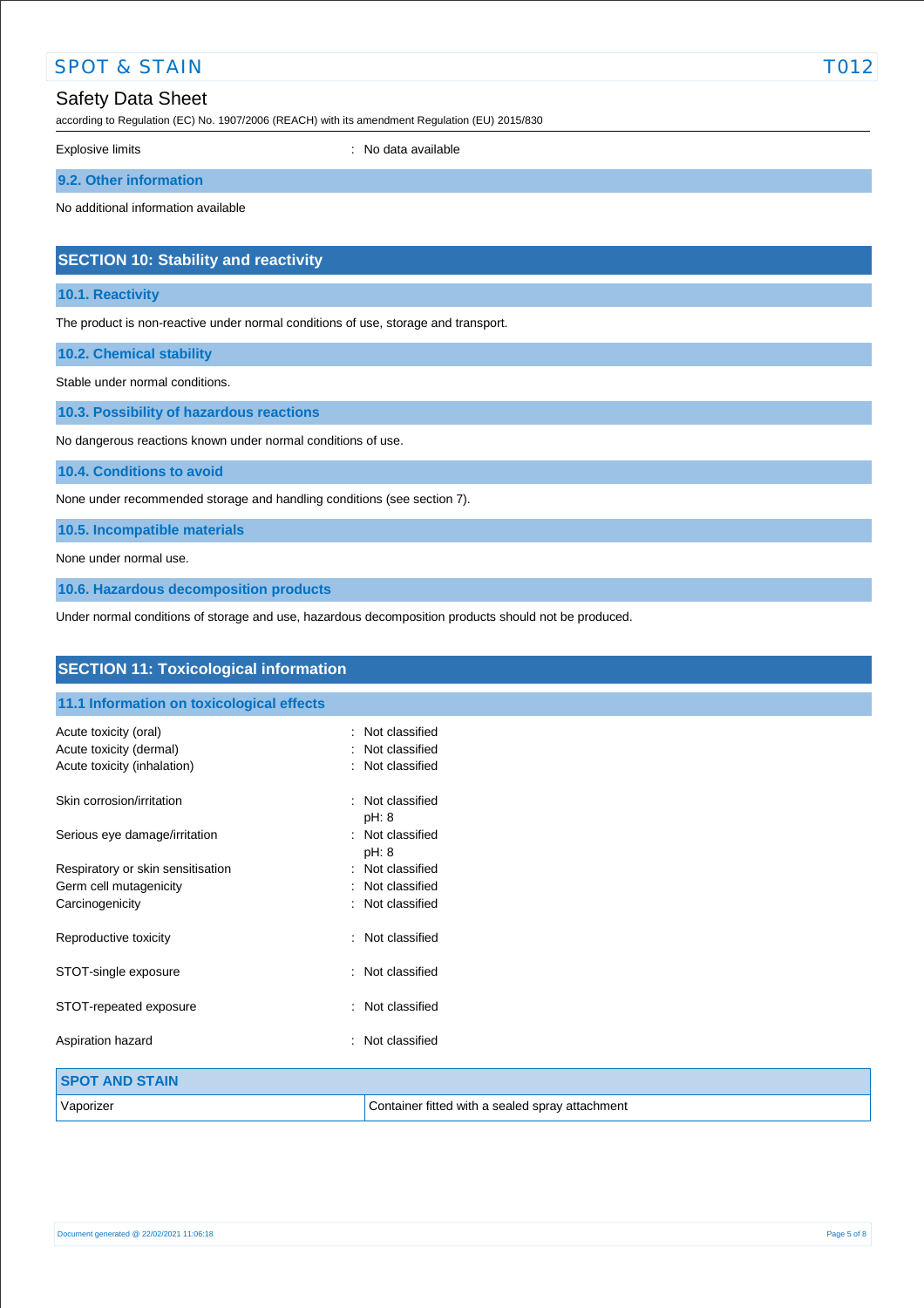Explosive limits : No data available

### 9.2. Other information

No additional information available

## SECTION 10: Stability and reactivity

### 10.1. Reactivity

The product is non-reactive under normal conditions of use, storage and transport.

### 10.2. Chemical stability

Stable under normal conditions.

### 10.3. Possibility of hazardous reactions

No dangerous reactions known under normal conditions of use.

### 10.4. Conditions to avoid

None under recommended storage and handling conditions (see section 7).

### 10.5. Incompatible materials

None under normal use.

### 10.6. Hazardous decomposition products

Under normal conditions of storage and use, hazardous decomposition products should not be produced.

## SECTION 11: Toxicological information

### 11.1 Information on toxicological effects

Acute toxicity (oral) : Not classified
Acute toxicity (dermal) : Not classified
Acute toxicity (inhalation) : Not classified

Skin corrosion/irritation : Not classified
pH: 8

Serious eye damage/irritation : Not classified
pH: 8

Respiratory or skin sensitisation : Not classified
Germ cell mutagenicity : Not classified
Carcinogenicity : Not classified

Reproductive toxicity : Not classified

STOT-single exposure : Not classified

STOT-repeated exposure : Not classified

Aspiration hazard : Not classified

| SPOT AND STAIN | |
|---|---|
| Vaporizer | Container fitted with a sealed spray attachment |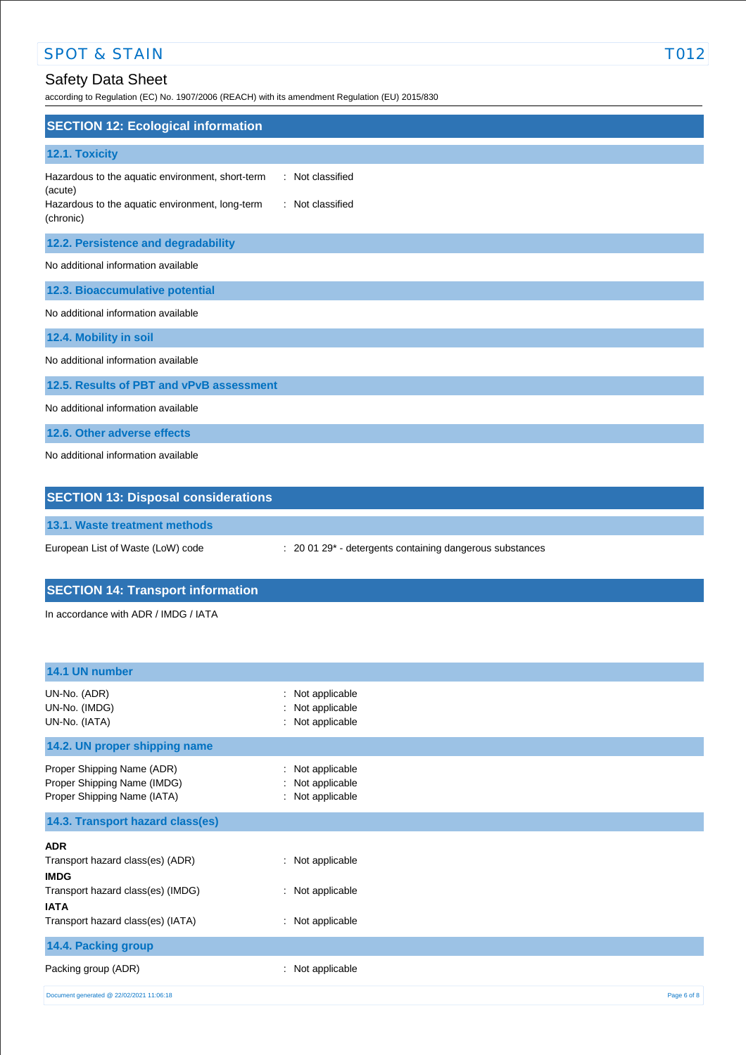## SECTION 12: Ecological information

### 12.1. Toxicity

| | |
|---|---|
| Hazardous to the aquatic environment, short-term (acute) | : Not classified |
| Hazardous to the aquatic environment, long-term (chronic) | : Not classified |

### 12.2. Persistence and degradability

No additional information available

### 12.3. Bioaccumulative potential

No additional information available

### 12.4. Mobility in soil

No additional information available

### 12.5. Results of PBT and vPvB assessment

No additional information available

### 12.6. Other adverse effects

No additional information available

## SECTION 13: Disposal considerations

### 13.1. Waste treatment methods

| | |
|---|---|
| European List of Waste (LoW) code | : 20 01 29* - detergents containing dangerous substances |

## SECTION 14: Transport information

In accordance with ADR / IMDG / IATA

### 14.1 UN number

| | |
|---|---|
| UN-No. (ADR) | : Not applicable |
| UN-No. (IMDG) | : Not applicable |
| UN-No. (IATA) | : Not applicable |

### 14.2. UN proper shipping name

| | |
|---|---|
| Proper Shipping Name (ADR) | : Not applicable |
| Proper Shipping Name (IMDG) | : Not applicable |
| Proper Shipping Name (IATA) | : Not applicable |

### 14.3. Transport hazard class(es)

**ADR**

| | |
|---|---|
| Transport hazard class(es) (ADR) | : Not applicable |

**IMDG**

| | |
|---|---|
| Transport hazard class(es) (IMDG) | : Not applicable |

**IATA**

| | |
|---|---|
| Transport hazard class(es) (IATA) | : Not applicable |

### 14.4. Packing group

| | |
|---|---|
| Packing group (ADR) | : Not applicable |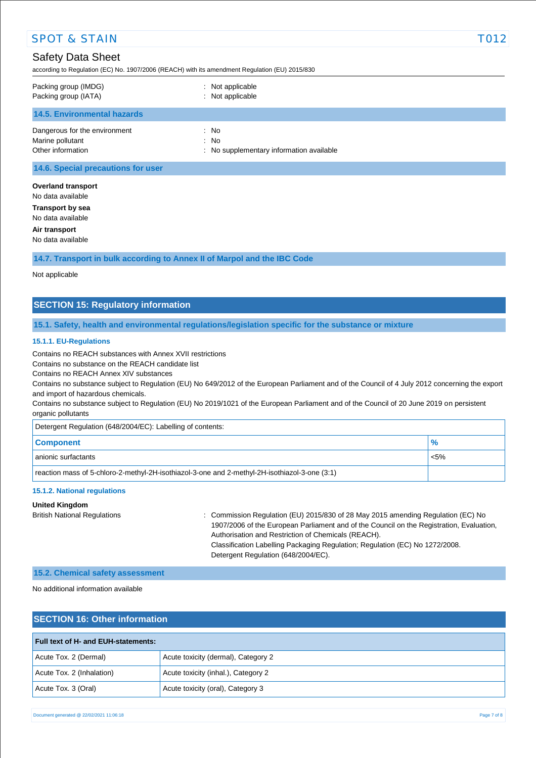Packing group (IMDG) : Not applicable
Packing group (IATA) : Not applicable

### 14.5. Environmental hazards

Dangerous for the environment : No
Marine pollutant : No
Other information : No supplementary information available

### 14.6. Special precautions for user

**Overland transport**
No data available

**Transport by sea**
No data available

**Air transport**
No data available

### 14.7. Transport in bulk according to Annex II of Marpol and the IBC Code

Not applicable

## SECTION 15: Regulatory information

### 15.1. Safety, health and environmental regulations/legislation specific for the substance or mixture

#### 15.1.1. EU-Regulations

Contains no REACH substances with Annex XVII restrictions
Contains no substance on the REACH candidate list
Contains no REACH Annex XIV substances
Contains no substance subject to Regulation (EU) No 649/2012 of the European Parliament and of the Council of 4 July 2012 concerning the export and import of hazardous chemicals.
Contains no substance subject to Regulation (EU) No 2019/1021 of the European Parliament and of the Council of 20 June 2019 on persistent organic pollutants

| Detergent Regulation (648/2004/EC): Labelling of contents: | |
|---|---|
| **Component** | **%** |
| anionic surfactants | <5% |
| reaction mass of 5-chloro-2-methyl-2H-isothiazol-3-one and 2-methyl-2H-isothiazol-3-one (3:1) | |

#### 15.1.2. National regulations

**United Kingdom**

British National Regulations : Commission Regulation (EU) 2015/830 of 28 May 2015 amending Regulation (EC) No 1907/2006 of the European Parliament and of the Council on the Registration, Evaluation, Authorisation and Restriction of Chemicals (REACH).
Classification Labelling Packaging Regulation; Regulation (EC) No 1272/2008.
Detergent Regulation (648/2004/EC).

### 15.2. Chemical safety assessment

No additional information available

## SECTION 16: Other information

| Full text of H- and EUH-statements: | |
|---|---|
| Acute Tox. 2 (Dermal) | Acute toxicity (dermal), Category 2 |
| Acute Tox. 2 (Inhalation) | Acute toxicity (inhal.), Category 2 |
| Acute Tox. 3 (Oral) | Acute toxicity (oral), Category 3 |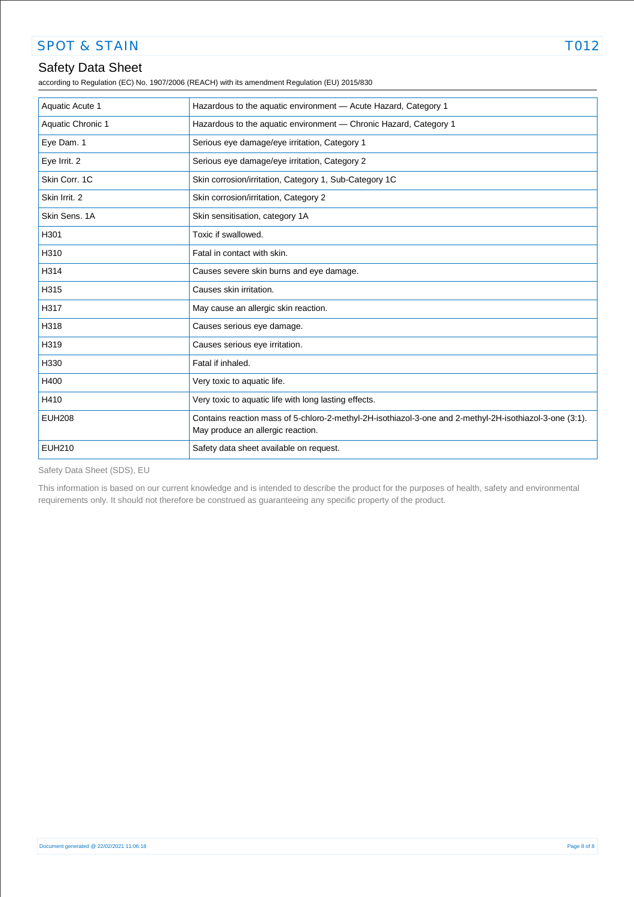## Safety Data Sheet

according to Regulation (EC) No. 1907/2006 (REACH) with its amendment Regulation (EU) 2015/830

| | |
|---|---|
| Aquatic Acute 1 | Hazardous to the aquatic environment — Acute Hazard, Category 1 |
| Aquatic Chronic 1 | Hazardous to the aquatic environment — Chronic Hazard, Category 1 |
| Eye Dam. 1 | Serious eye damage/eye irritation, Category 1 |
| Eye Irrit. 2 | Serious eye damage/eye irritation, Category 2 |
| Skin Corr. 1C | Skin corrosion/irritation, Category 1, Sub-Category 1C |
| Skin Irrit. 2 | Skin corrosion/irritation, Category 2 |
| Skin Sens. 1A | Skin sensitisation, category 1A |
| H301 | Toxic if swallowed. |
| H310 | Fatal in contact with skin. |
| H314 | Causes severe skin burns and eye damage. |
| H315 | Causes skin irritation. |
| H317 | May cause an allergic skin reaction. |
| H318 | Causes serious eye damage. |
| H319 | Causes serious eye irritation. |
| H330 | Fatal if inhaled. |
| H400 | Very toxic to aquatic life. |
| H410 | Very toxic to aquatic life with long lasting effects. |
| EUH208 | Contains reaction mass of 5-chloro-2-methyl-2H-isothiazol-3-one and 2-methyl-2H-isothiazol-3-one (3:1). May produce an allergic reaction. |
| EUH210 | Safety data sheet available on request. |

Safety Data Sheet (SDS), EU

This information is based on our current knowledge and is intended to describe the product for the purposes of health, safety and environmental requirements only. It should not therefore be construed as guaranteeing any specific property of the product.

Document generated @ 22/02/2021 11:06:18